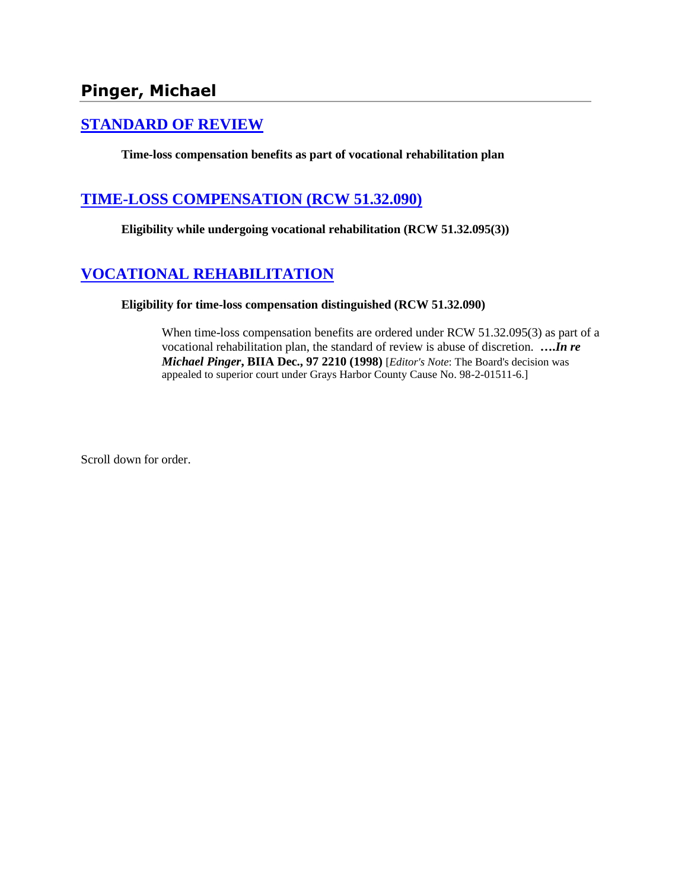## Pinger, Michael

### [STANDARD OF REVIEW]

**Time-loss compensation benefits as part of vocational rehabilitation plan**

### [TIME-LOSS COMPENSATION (RCW 51.32.090)]

**Eligibility while undergoing vocational rehabilitation (RCW 51.32.095(3))**

### [VOCATIONAL REHABILITATION]

**Eligibility for time-loss compensation distinguished (RCW 51.32.090)**

> When time-loss compensation benefits are ordered under RCW 51.32.095(3) as part of a vocational rehabilitation plan, the standard of review is abuse of discretion. ***….In re Michael Pinger*, BIIA Dec., 97 2210 (1998)** [*Editor's Note*: The Board's decision was appealed to superior court under Grays Harbor County Cause No. 98-2-01511-6.]

Scroll down for order.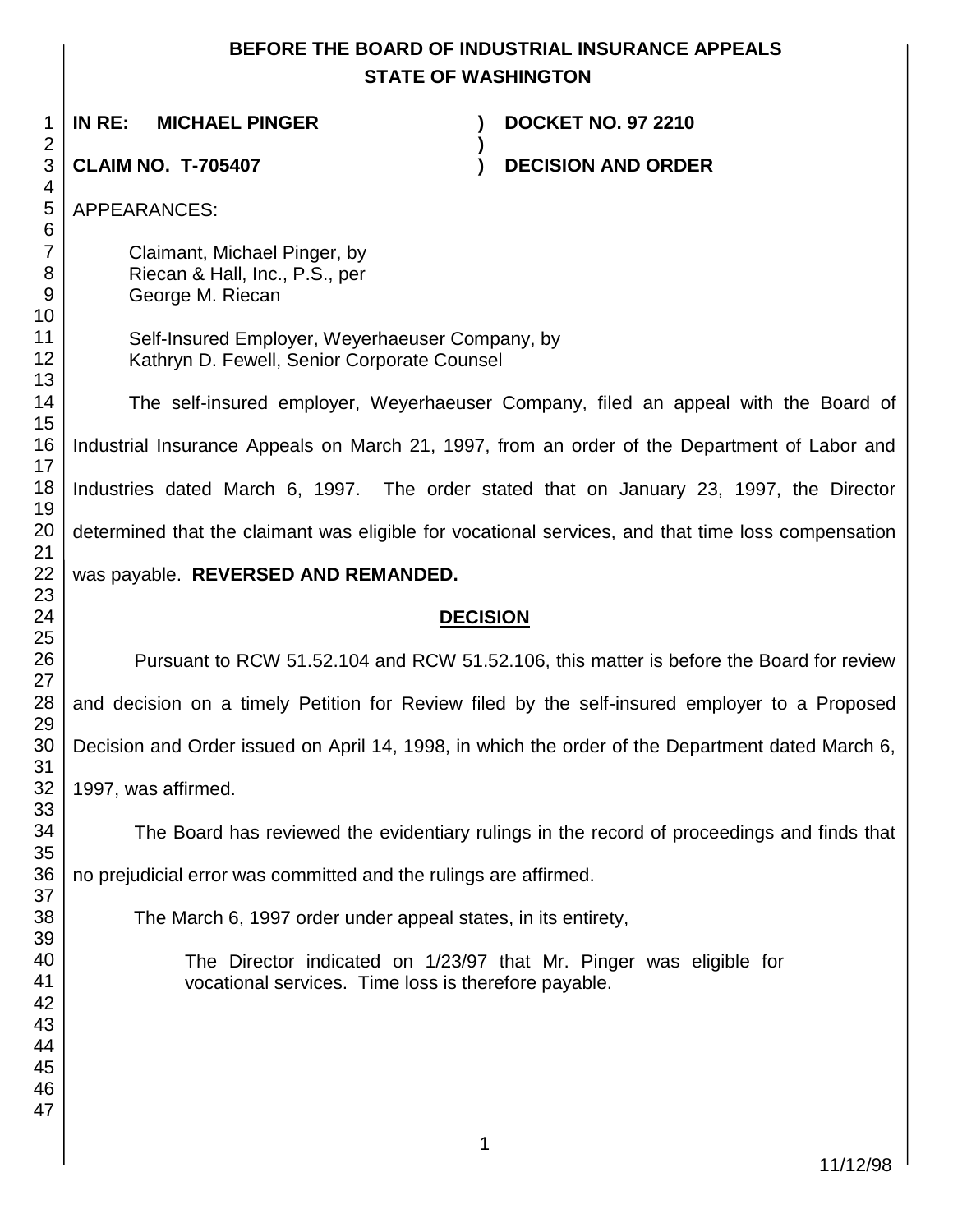**BEFORE THE BOARD OF INDUSTRIAL INSURANCE APPEALS**
**STATE OF WASHINGTON**

**IN RE: MICHAEL PINGER** ) **DOCKET NO. 97 2210**
)
**CLAIM NO. T-705407** ) **DECISION AND ORDER**

APPEARANCES:

Claimant, Michael Pinger, by
Riecan & Hall, Inc., P.S., per
George M. Riecan

Self-Insured Employer, Weyerhaeuser Company, by
Kathryn D. Fewell, Senior Corporate Counsel

The self-insured employer, Weyerhaeuser Company, filed an appeal with the Board of Industrial Insurance Appeals on March 21, 1997, from an order of the Department of Labor and Industries dated March 6, 1997. The order stated that on January 23, 1997, the Director determined that the claimant was eligible for vocational services, and that time loss compensation was payable. **REVERSED AND REMANDED.**

## DECISION

Pursuant to RCW 51.52.104 and RCW 51.52.106, this matter is before the Board for review and decision on a timely Petition for Review filed by the self-insured employer to a Proposed Decision and Order issued on April 14, 1998, in which the order of the Department dated March 6, 1997, was affirmed.

The Board has reviewed the evidentiary rulings in the record of proceedings and finds that no prejudicial error was committed and the rulings are affirmed.

The March 6, 1997 order under appeal states, in its entirety,

> The Director indicated on 1/23/97 that Mr. Pinger was eligible for vocational services. Time loss is therefore payable.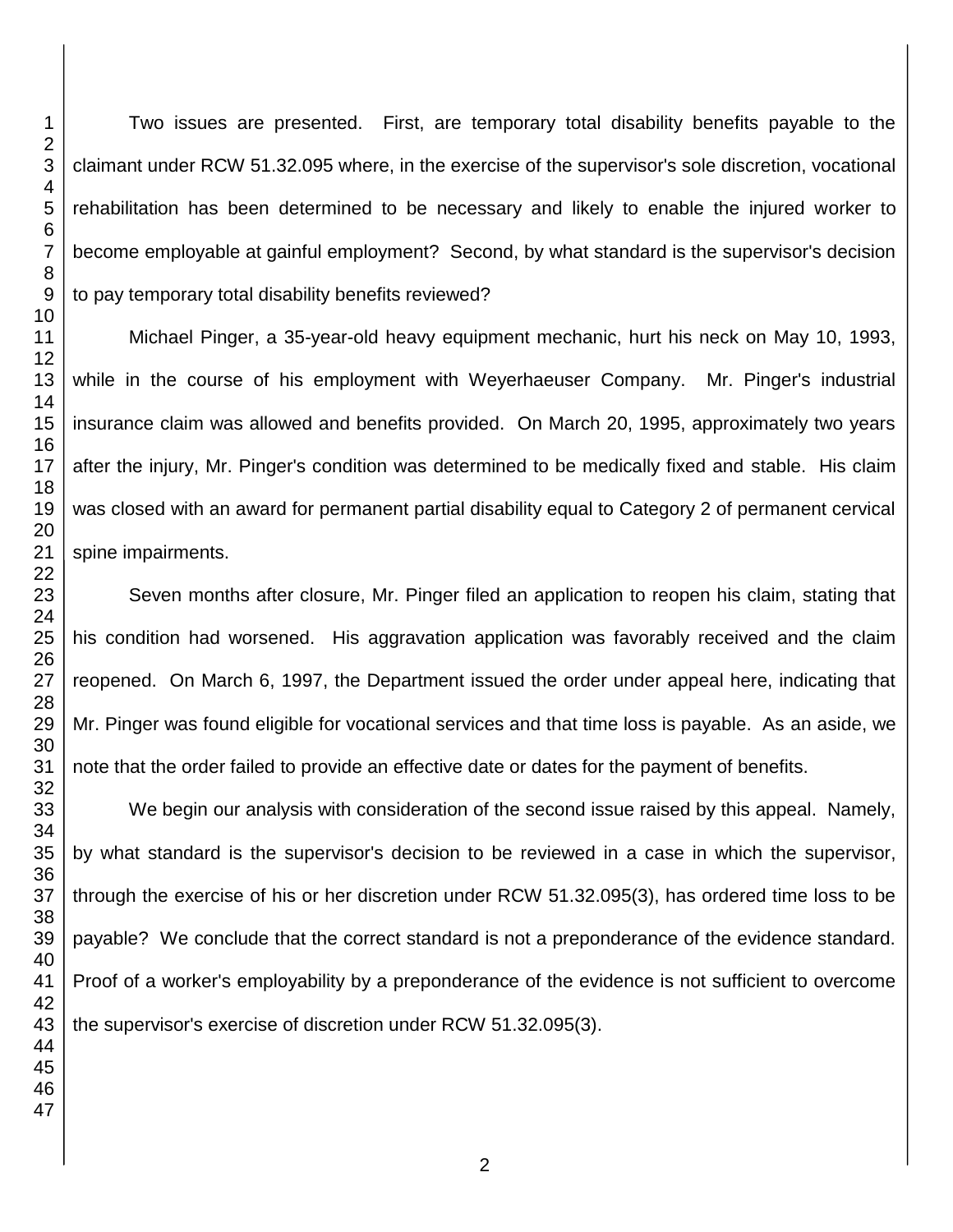Two issues are presented. First, are temporary total disability benefits payable to the claimant under RCW 51.32.095 where, in the exercise of the supervisor's sole discretion, vocational rehabilitation has been determined to be necessary and likely to enable the injured worker to become employable at gainful employment? Second, by what standard is the supervisor's decision to pay temporary total disability benefits reviewed?

Michael Pinger, a 35-year-old heavy equipment mechanic, hurt his neck on May 10, 1993, while in the course of his employment with Weyerhaeuser Company. Mr. Pinger's industrial insurance claim was allowed and benefits provided. On March 20, 1995, approximately two years after the injury, Mr. Pinger's condition was determined to be medically fixed and stable. His claim was closed with an award for permanent partial disability equal to Category 2 of permanent cervical spine impairments.

Seven months after closure, Mr. Pinger filed an application to reopen his claim, stating that his condition had worsened. His aggravation application was favorably received and the claim reopened. On March 6, 1997, the Department issued the order under appeal here, indicating that Mr. Pinger was found eligible for vocational services and that time loss is payable. As an aside, we note that the order failed to provide an effective date or dates for the payment of benefits.

We begin our analysis with consideration of the second issue raised by this appeal. Namely, by what standard is the supervisor's decision to be reviewed in a case in which the supervisor, through the exercise of his or her discretion under RCW 51.32.095(3), has ordered time loss to be payable? We conclude that the correct standard is not a preponderance of the evidence standard. Proof of a worker's employability by a preponderance of the evidence is not sufficient to overcome the supervisor's exercise of discretion under RCW 51.32.095(3).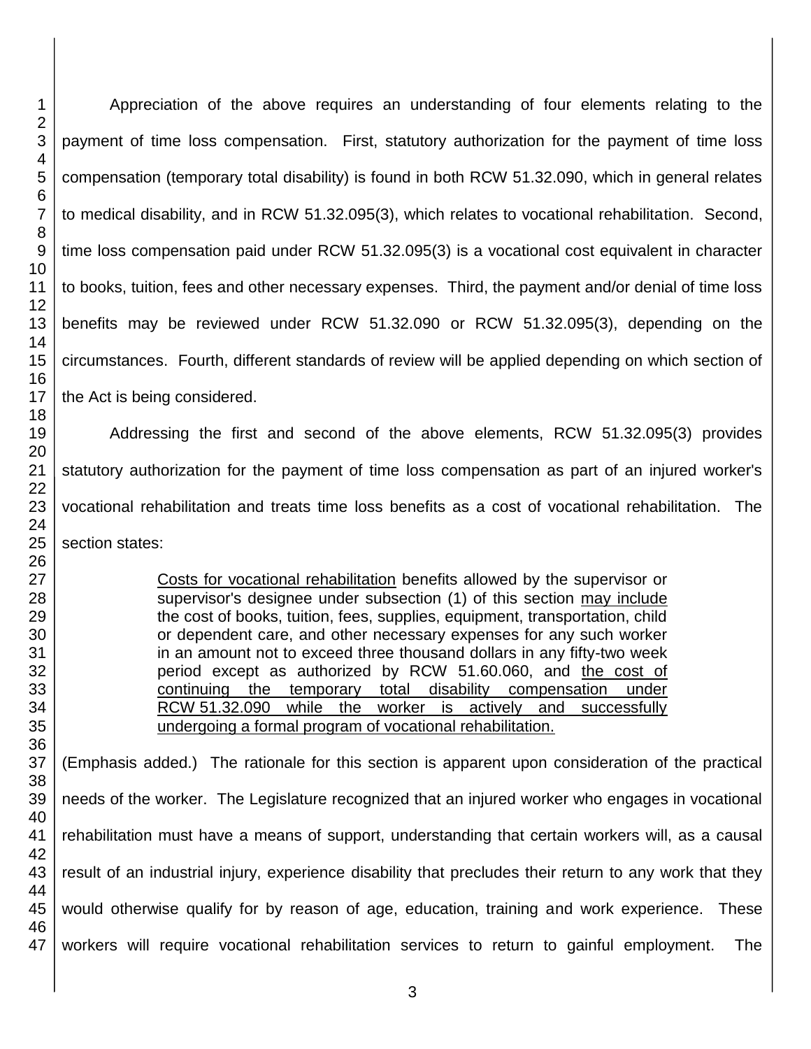Appreciation of the above requires an understanding of four elements relating to the payment of time loss compensation. First, statutory authorization for the payment of time loss compensation (temporary total disability) is found in both RCW 51.32.090, which in general relates to medical disability, and in RCW 51.32.095(3), which relates to vocational rehabilitation. Second, time loss compensation paid under RCW 51.32.095(3) is a vocational cost equivalent in character to books, tuition, fees and other necessary expenses. Third, the payment and/or denial of time loss benefits may be reviewed under RCW 51.32.090 or RCW 51.32.095(3), depending on the circumstances. Fourth, different standards of review will be applied depending on which section of the Act is being considered.

Addressing the first and second of the above elements, RCW 51.32.095(3) provides statutory authorization for the payment of time loss compensation as part of an injured worker's vocational rehabilitation and treats time loss benefits as a cost of vocational rehabilitation. The section states:

> <u>Costs for vocational rehabilitation</u> benefits allowed by the supervisor or supervisor's designee under subsection (1) of this section <u>may include</u> the cost of books, tuition, fees, supplies, equipment, transportation, child or dependent care, and other necessary expenses for any such worker in an amount not to exceed three thousand dollars in any fifty-two week period except as authorized by RCW 51.60.060, and <u>the cost of continuing the temporary total disability compensation under RCW 51.32.090 while the worker is actively and successfully undergoing a formal program of vocational rehabilitation.</u>

(Emphasis added.) The rationale for this section is apparent upon consideration of the practical needs of the worker. The Legislature recognized that an injured worker who engages in vocational rehabilitation must have a means of support, understanding that certain workers will, as a causal result of an industrial injury, experience disability that precludes their return to any work that they would otherwise qualify for by reason of age, education, training and work experience. These workers will require vocational rehabilitation services to return to gainful employment. The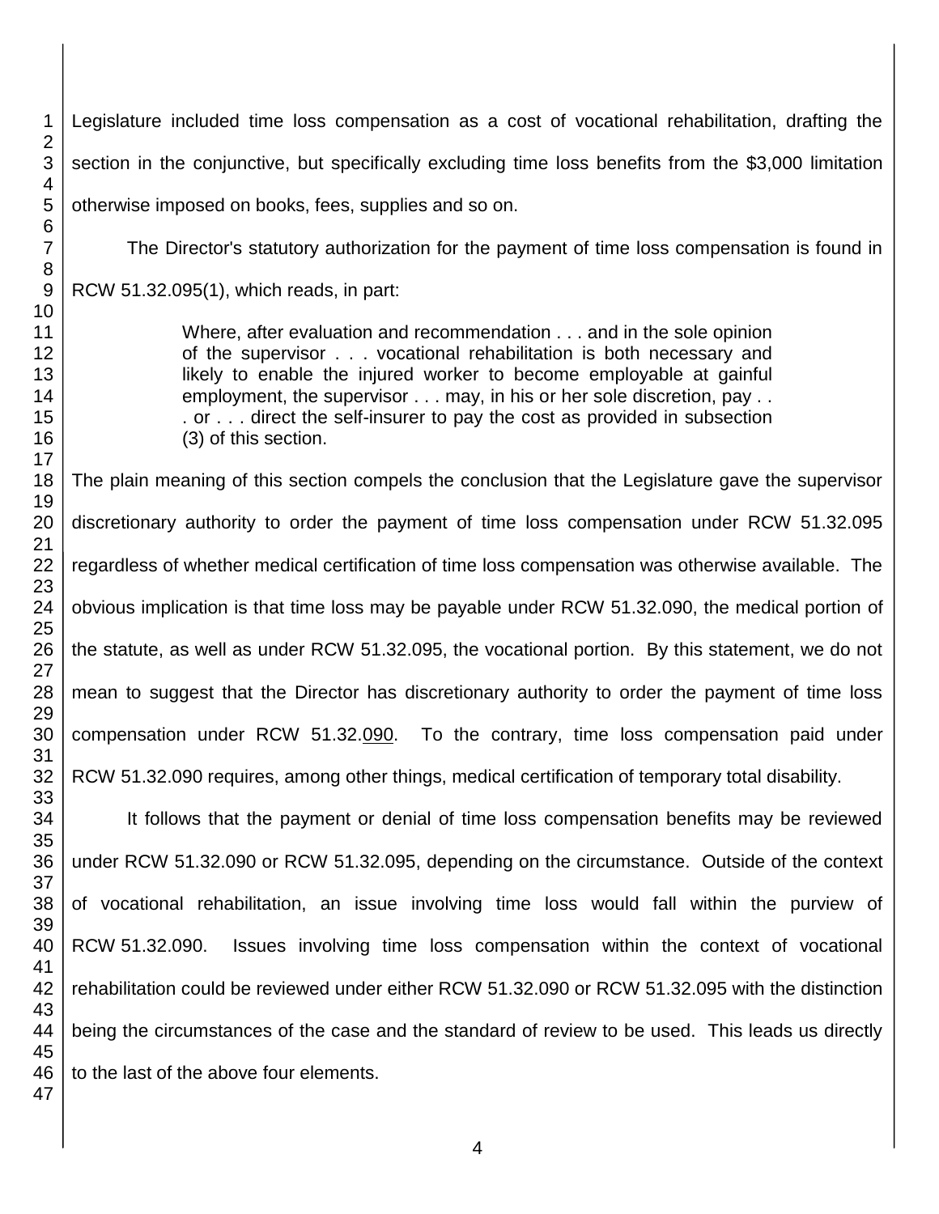Legislature included time loss compensation as a cost of vocational rehabilitation, drafting the section in the conjunctive, but specifically excluding time loss benefits from the $3,000 limitation otherwise imposed on books, fees, supplies and so on.

The Director's statutory authorization for the payment of time loss compensation is found in RCW 51.32.095(1), which reads, in part:

> Where, after evaluation and recommendation . . . and in the sole opinion of the supervisor . . . vocational rehabilitation is both necessary and likely to enable the injured worker to become employable at gainful employment, the supervisor . . . may, in his or her sole discretion, pay . . . or . . . direct the self-insurer to pay the cost as provided in subsection (3) of this section.

The plain meaning of this section compels the conclusion that the Legislature gave the supervisor discretionary authority to order the payment of time loss compensation under RCW 51.32.095 regardless of whether medical certification of time loss compensation was otherwise available. The obvious implication is that time loss may be payable under RCW 51.32.090, the medical portion of the statute, as well as under RCW 51.32.095, the vocational portion. By this statement, we do not mean to suggest that the Director has discretionary authority to order the payment of time loss compensation under RCW 51.32.090. To the contrary, time loss compensation paid under RCW 51.32.090 requires, among other things, medical certification of temporary total disability.

It follows that the payment or denial of time loss compensation benefits may be reviewed under RCW 51.32.090 or RCW 51.32.095, depending on the circumstance. Outside of the context of vocational rehabilitation, an issue involving time loss would fall within the purview of RCW 51.32.090. Issues involving time loss compensation within the context of vocational rehabilitation could be reviewed under either RCW 51.32.090 or RCW 51.32.095 with the distinction being the circumstances of the case and the standard of review to be used. This leads us directly to the last of the above four elements.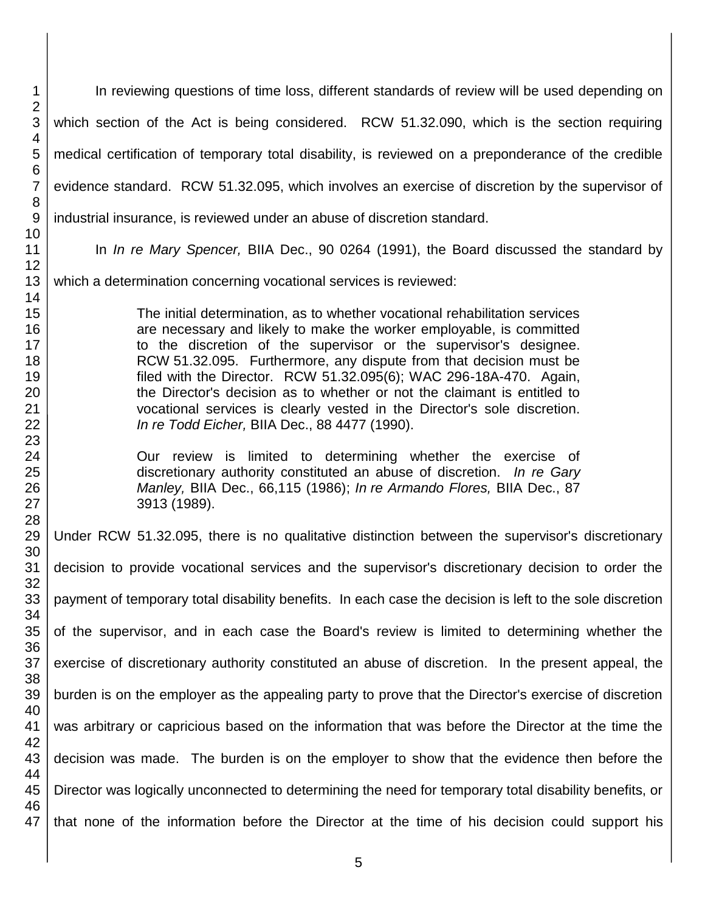In reviewing questions of time loss, different standards of review will be used depending on which section of the Act is being considered. RCW 51.32.090, which is the section requiring medical certification of temporary total disability, is reviewed on a preponderance of the credible evidence standard. RCW 51.32.095, which involves an exercise of discretion by the supervisor of industrial insurance, is reviewed under an abuse of discretion standard.

In *In re Mary Spencer,* BIIA Dec., 90 0264 (1991), the Board discussed the standard by which a determination concerning vocational services is reviewed:

> The initial determination, as to whether vocational rehabilitation services are necessary and likely to make the worker employable, is committed to the discretion of the supervisor or the supervisor's designee. RCW 51.32.095. Furthermore, any dispute from that decision must be filed with the Director. RCW 51.32.095(6); WAC 296-18A-470. Again, the Director's decision as to whether or not the claimant is entitled to vocational services is clearly vested in the Director's sole discretion. *In re Todd Eicher,* BIIA Dec., 88 4477 (1990).
>
> Our review is limited to determining whether the exercise of discretionary authority constituted an abuse of discretion. *In re Gary Manley,* BIIA Dec., 66,115 (1986); *In re Armando Flores,* BIIA Dec., 87 3913 (1989).

Under RCW 51.32.095, there is no qualitative distinction between the supervisor's discretionary decision to provide vocational services and the supervisor's discretionary decision to order the payment of temporary total disability benefits. In each case the decision is left to the sole discretion of the supervisor, and in each case the Board's review is limited to determining whether the exercise of discretionary authority constituted an abuse of discretion. In the present appeal, the burden is on the employer as the appealing party to prove that the Director's exercise of discretion was arbitrary or capricious based on the information that was before the Director at the time the decision was made. The burden is on the employer to show that the evidence then before the Director was logically unconnected to determining the need for temporary total disability benefits, or that none of the information before the Director at the time of his decision could support his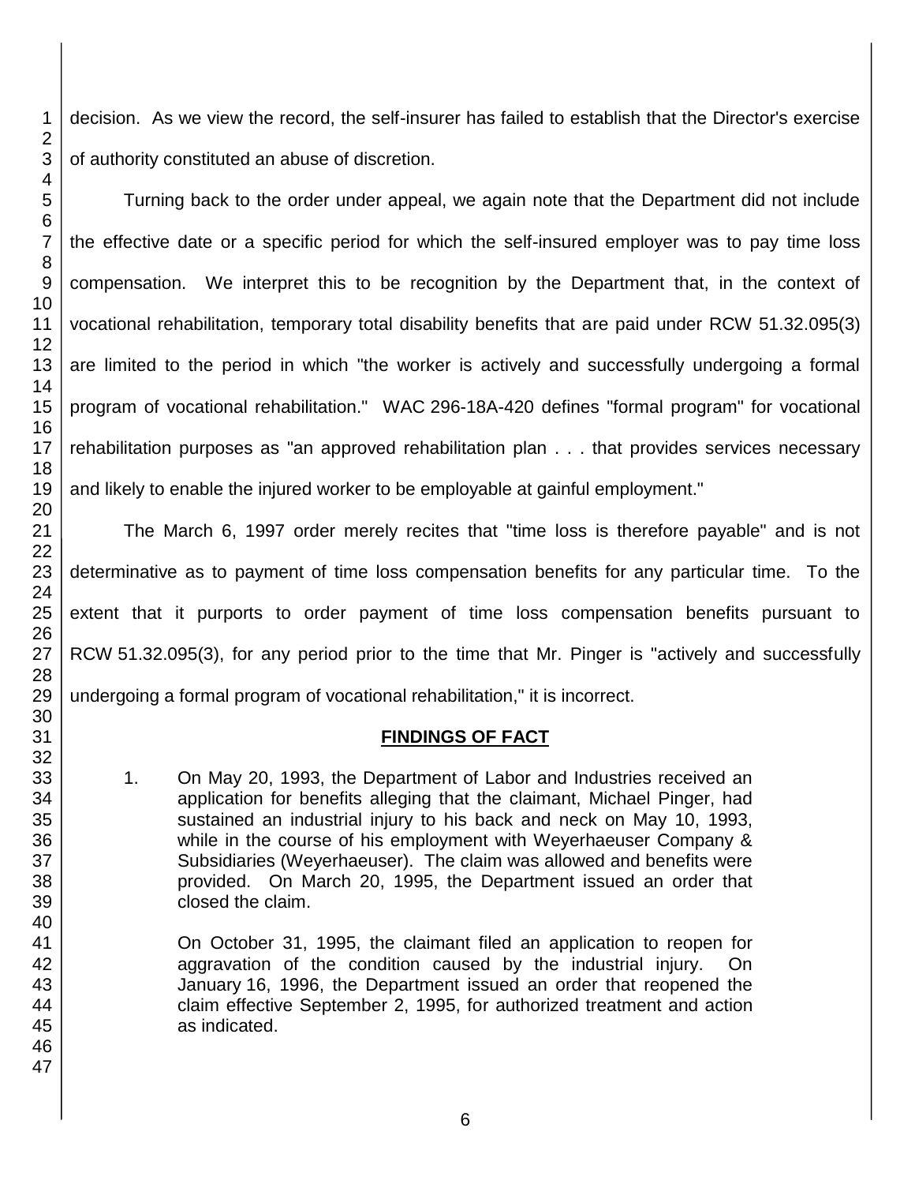decision. As we view the record, the self-insurer has failed to establish that the Director's exercise of authority constituted an abuse of discretion.

Turning back to the order under appeal, we again note that the Department did not include the effective date or a specific period for which the self-insured employer was to pay time loss compensation. We interpret this to be recognition by the Department that, in the context of vocational rehabilitation, temporary total disability benefits that are paid under RCW 51.32.095(3) are limited to the period in which "the worker is actively and successfully undergoing a formal program of vocational rehabilitation." WAC 296-18A-420 defines "formal program" for vocational rehabilitation purposes as "an approved rehabilitation plan . . . that provides services necessary and likely to enable the injured worker to be employable at gainful employment."

The March 6, 1997 order merely recites that "time loss is therefore payable" and is not determinative as to payment of time loss compensation benefits for any particular time. To the extent that it purports to order payment of time loss compensation benefits pursuant to RCW 51.32.095(3), for any period prior to the time that Mr. Pinger is "actively and successfully undergoing a formal program of vocational rehabilitation," it is incorrect.

## FINDINGS OF FACT

1. On May 20, 1993, the Department of Labor and Industries received an application for benefits alleging that the claimant, Michael Pinger, had sustained an industrial injury to his back and neck on May 10, 1993, while in the course of his employment with Weyerhaeuser Company & Subsidiaries (Weyerhaeuser). The claim was allowed and benefits were provided. On March 20, 1995, the Department issued an order that closed the claim.

   On October 31, 1995, the claimant filed an application to reopen for aggravation of the condition caused by the industrial injury. On January 16, 1996, the Department issued an order that reopened the claim effective September 2, 1995, for authorized treatment and action as indicated.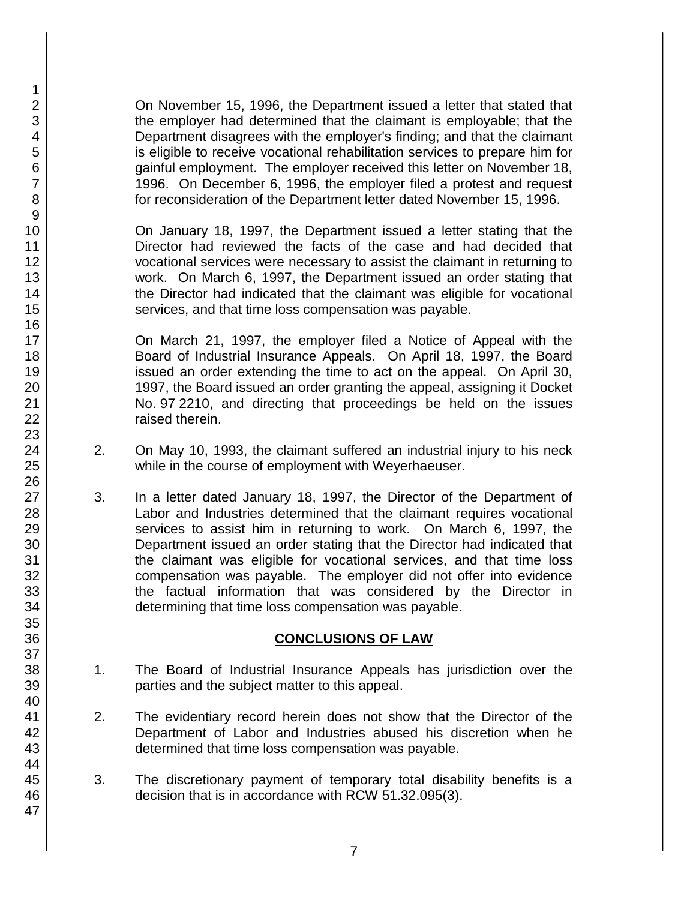On November 15, 1996, the Department issued a letter that stated that the employer had determined that the claimant is employable; that the Department disagrees with the employer's finding; and that the claimant is eligible to receive vocational rehabilitation services to prepare him for gainful employment. The employer received this letter on November 18, 1996. On December 6, 1996, the employer filed a protest and request for reconsideration of the Department letter dated November 15, 1996.

On January 18, 1997, the Department issued a letter stating that the Director had reviewed the facts of the case and had decided that vocational services were necessary to assist the claimant in returning to work. On March 6, 1997, the Department issued an order stating that the Director had indicated that the claimant was eligible for vocational services, and that time loss compensation was payable.

On March 21, 1997, the employer filed a Notice of Appeal with the Board of Industrial Insurance Appeals. On April 18, 1997, the Board issued an order extending the time to act on the appeal. On April 30, 1997, the Board issued an order granting the appeal, assigning it Docket No. 97 2210, and directing that proceedings be held on the issues raised therein.

2. On May 10, 1993, the claimant suffered an industrial injury to his neck while in the course of employment with Weyerhaeuser.

3. In a letter dated January 18, 1997, the Director of the Department of Labor and Industries determined that the claimant requires vocational services to assist him in returning to work. On March 6, 1997, the Department issued an order stating that the Director had indicated that the claimant was eligible for vocational services, and that time loss compensation was payable. The employer did not offer into evidence the factual information that was considered by the Director in determining that time loss compensation was payable.

## CONCLUSIONS OF LAW

1. The Board of Industrial Insurance Appeals has jurisdiction over the parties and the subject matter to this appeal.

2. The evidentiary record herein does not show that the Director of the Department of Labor and Industries abused his discretion when he determined that time loss compensation was payable.

3. The discretionary payment of temporary total disability benefits is a decision that is in accordance with RCW 51.32.095(3).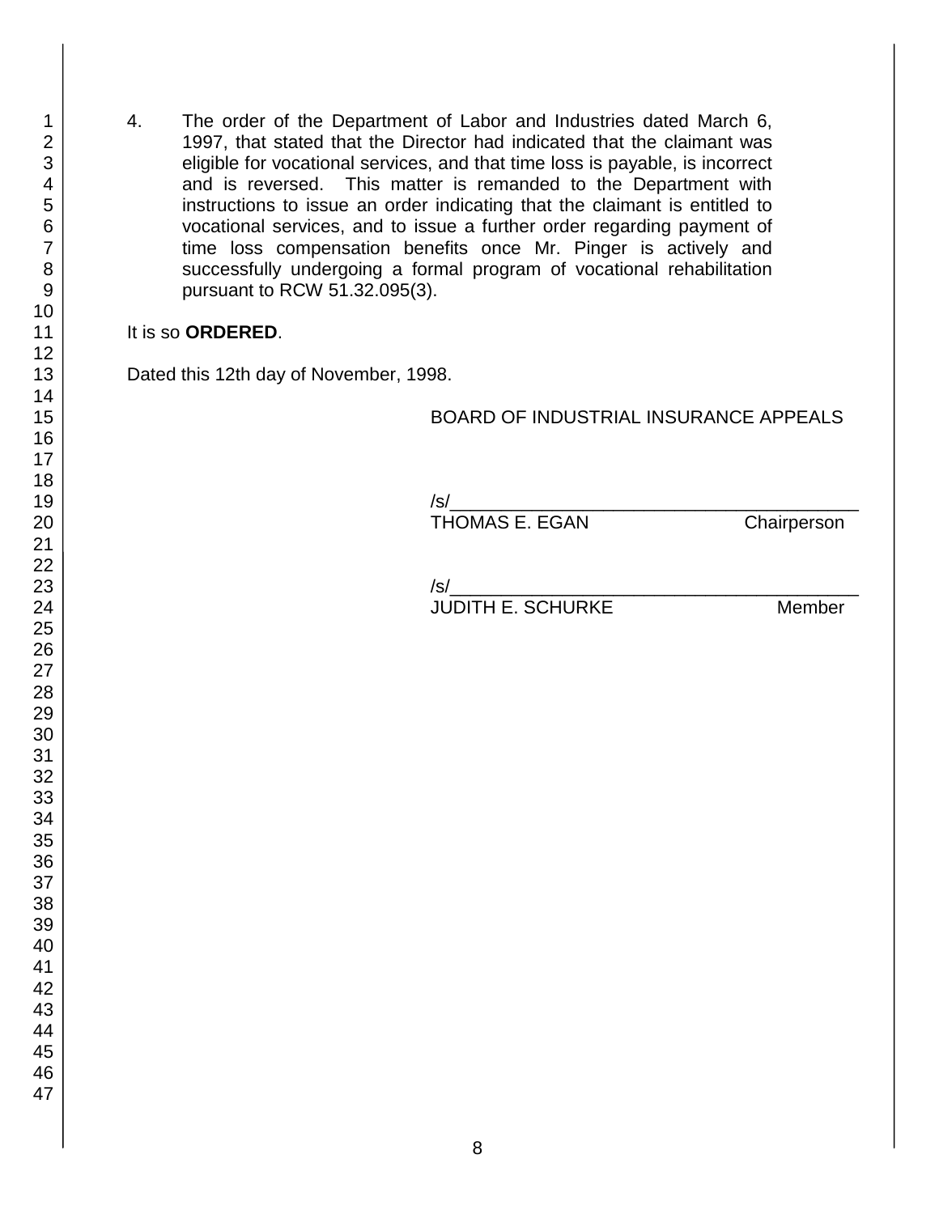4. The order of the Department of Labor and Industries dated March 6, 1997, that stated that the Director had indicated that the claimant was eligible for vocational services, and that time loss is payable, is incorrect and is reversed. This matter is remanded to the Department with instructions to issue an order indicating that the claimant is entitled to vocational services, and to issue a further order regarding payment of time loss compensation benefits once Mr. Pinger is actively and successfully undergoing a formal program of vocational rehabilitation pursuant to RCW 51.32.095(3).

It is so **ORDERED**.

Dated this 12th day of November, 1998.

BOARD OF INDUSTRIAL INSURANCE APPEALS

/s/\_\_\_\_\_\_\_\_\_\_\_\_\_\_\_\_\_\_\_\_\_\_\_\_\_\_\_\_\_\_\_\_\_\_\_\_\_\_\_\_
THOMAS E. EGAN Chairperson

/s/\_\_\_\_\_\_\_\_\_\_\_\_\_\_\_\_\_\_\_\_\_\_\_\_\_\_\_\_\_\_\_\_\_\_\_\_\_\_\_\_
JUDITH E. SCHURKE Member